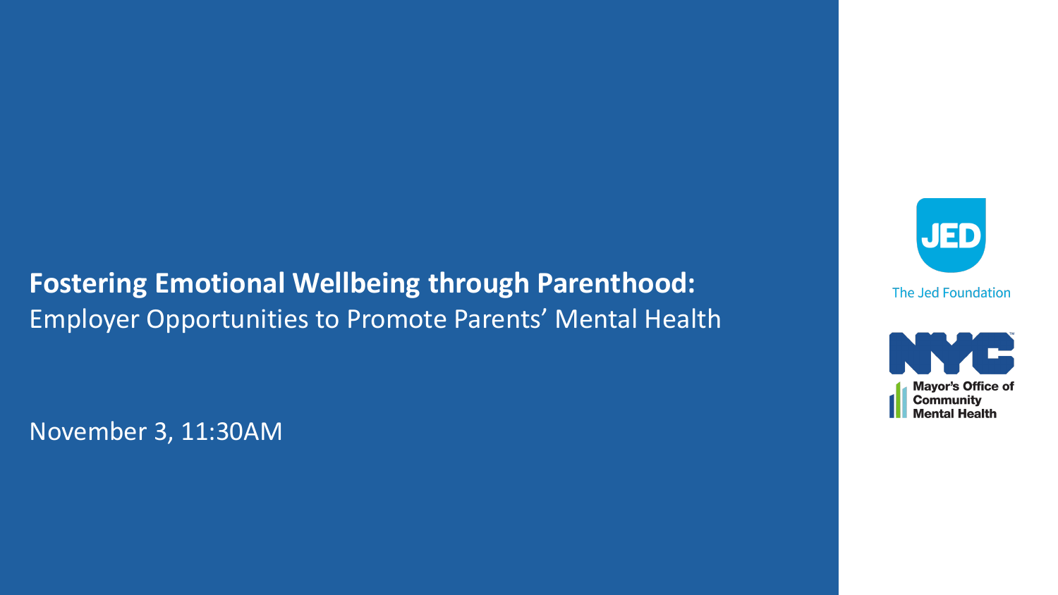# Fostering Emotional Wellbeing through Parenthood:

Employer Opportunities to Promote Parents' Mental Health

November 3, 11:30AM

The Jed Foundation

Mayor's Office of Community Mental Health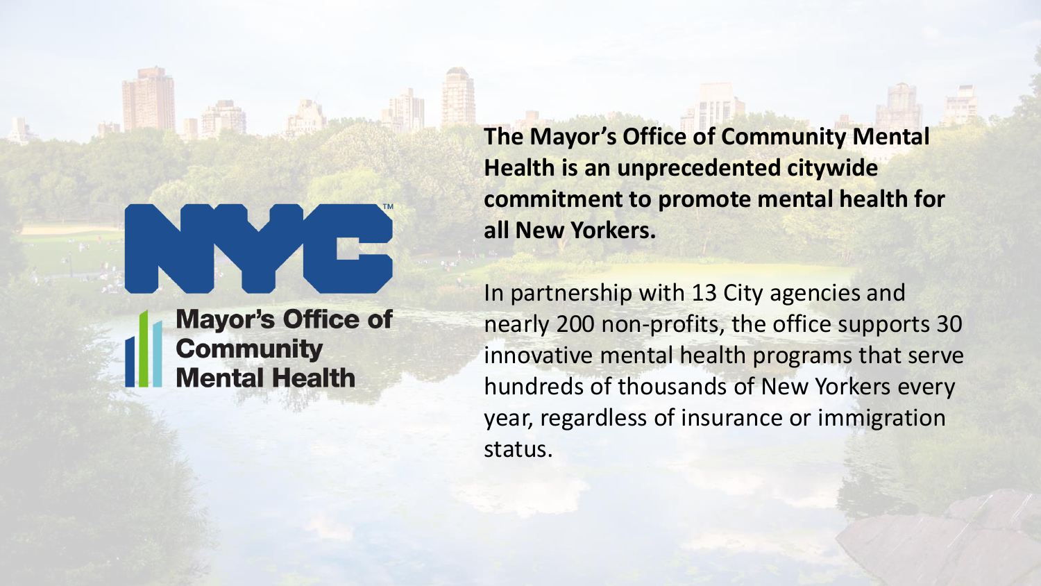Mayor's Office of Community Mental Health

**The Mayor's Office of Community Mental Health is an unprecedented citywide commitment to promote mental health for all New Yorkers.**

In partnership with 13 City agencies and nearly 200 non-profits, the office supports 30 innovative mental health programs that serve hundreds of thousands of New Yorkers every year, regardless of insurance or immigration status.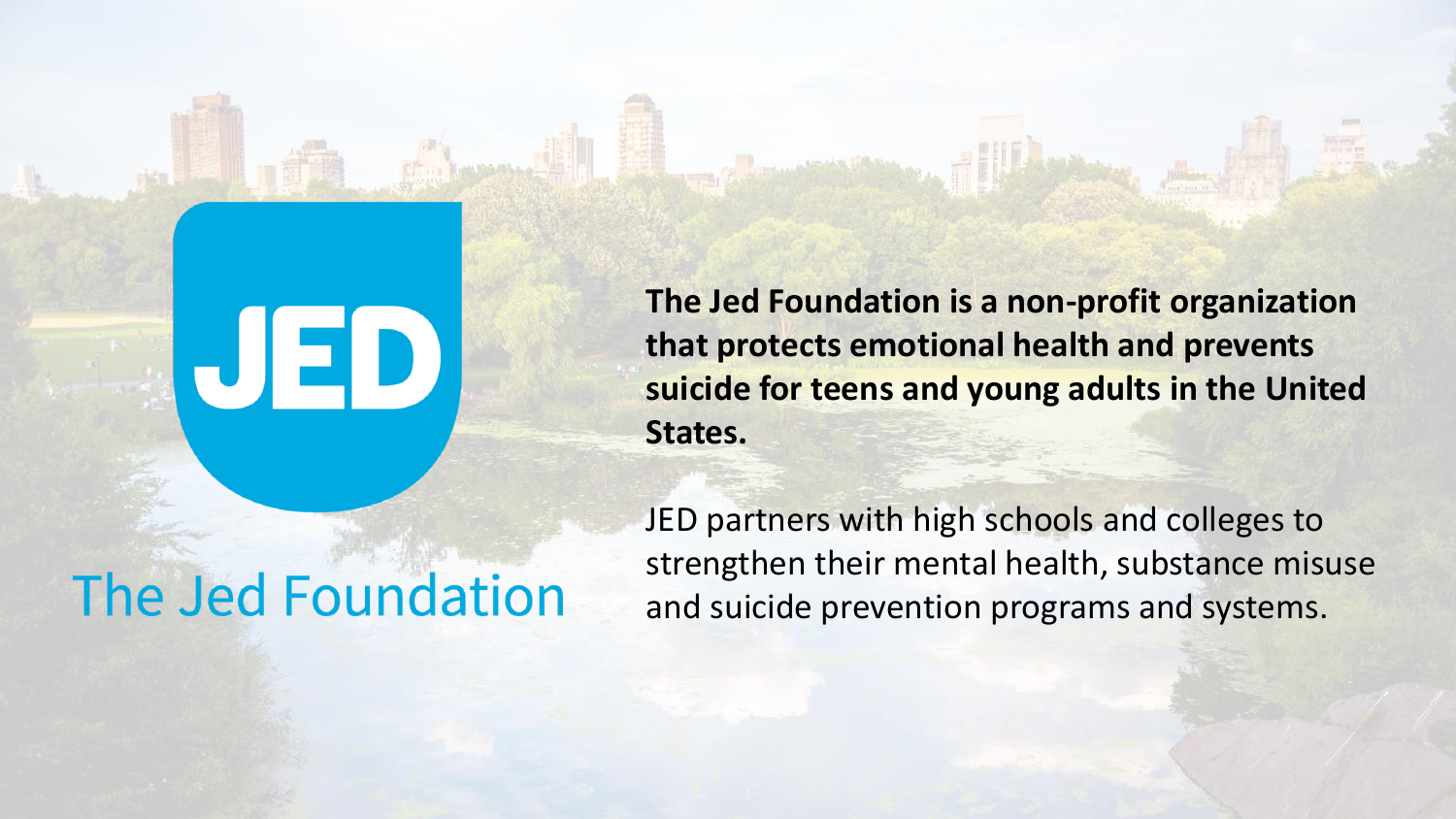JED

The Jed Foundation

**The Jed Foundation is a non-profit organization that protects emotional health and prevents suicide for teens and young adults in the United States.**

JED partners with high schools and colleges to strengthen their mental health, substance misuse and suicide prevention programs and systems.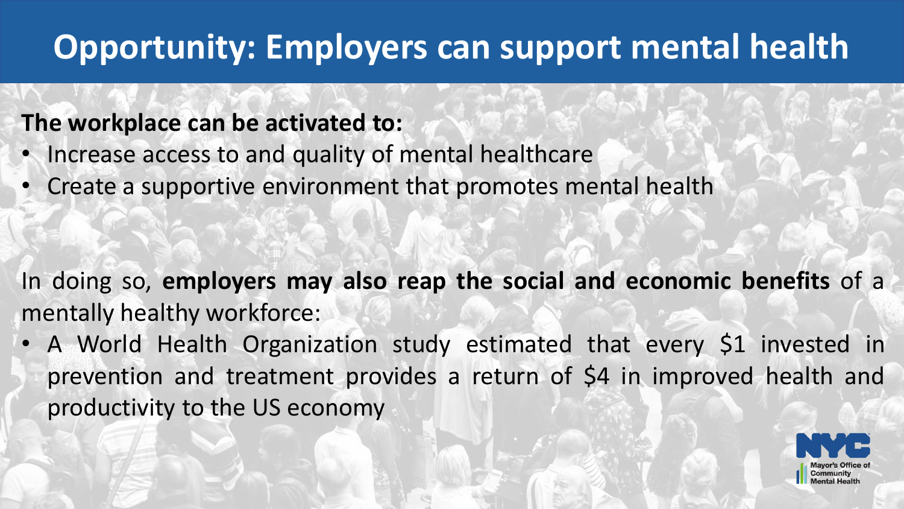# Opportunity: Employers can support mental health

**The workplace can be activated to:**

- Increase access to and quality of mental healthcare
- Create a supportive environment that promotes mental health

In doing so, **employers may also reap the social and economic benefits** of a mentally healthy workforce:

- A World Health Organization study estimated that every $1 invested in prevention and treatment provides a return of $4 in improved health and productivity to the US economy

NYC Mayor's Office of Community Mental Health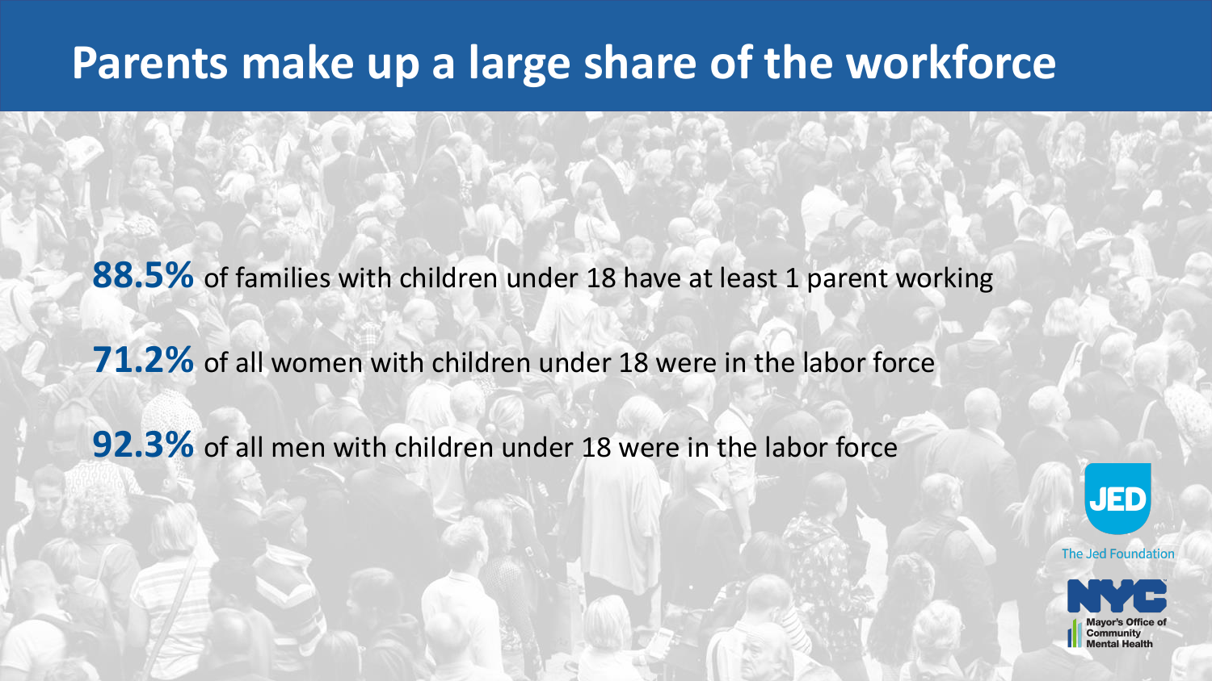# Parents make up a large share of the workforce

**88.5%** of families with children under 18 have at least 1 parent working

**71.2%** of all women with children under 18 were in the labor force

**92.3%** of all men with children under 18 were in the labor force

The Jed Foundation

NYC Mayor's Office of Community Mental Health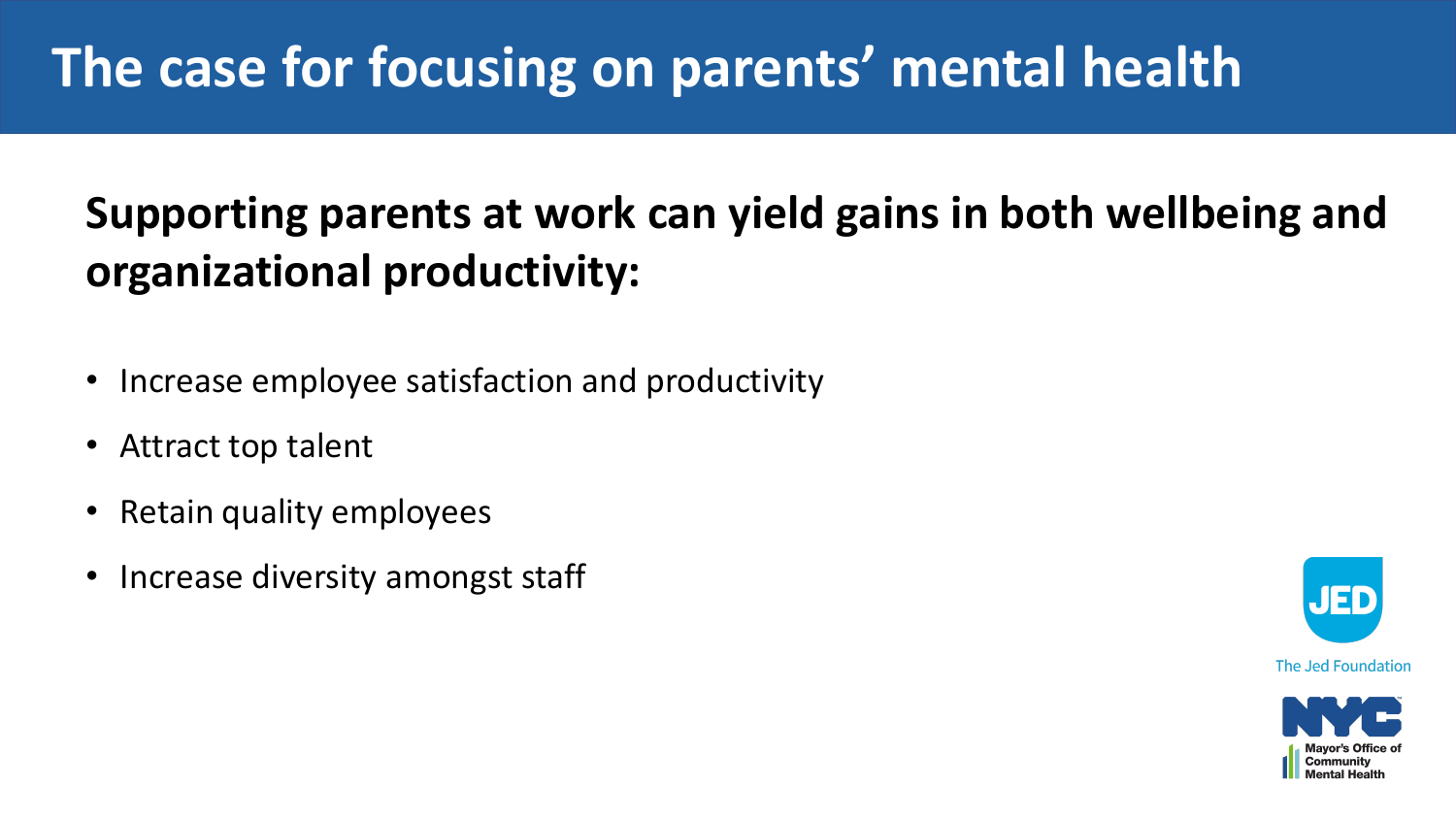# The case for focusing on parents’ mental health

**Supporting parents at work can yield gains in both wellbeing and organizational productivity:**

- Increase employee satisfaction and productivity
- Attract top talent
- Retain quality employees
- Increase diversity amongst staff

The Jed Foundation

NYC Mayor’s Office of Community Mental Health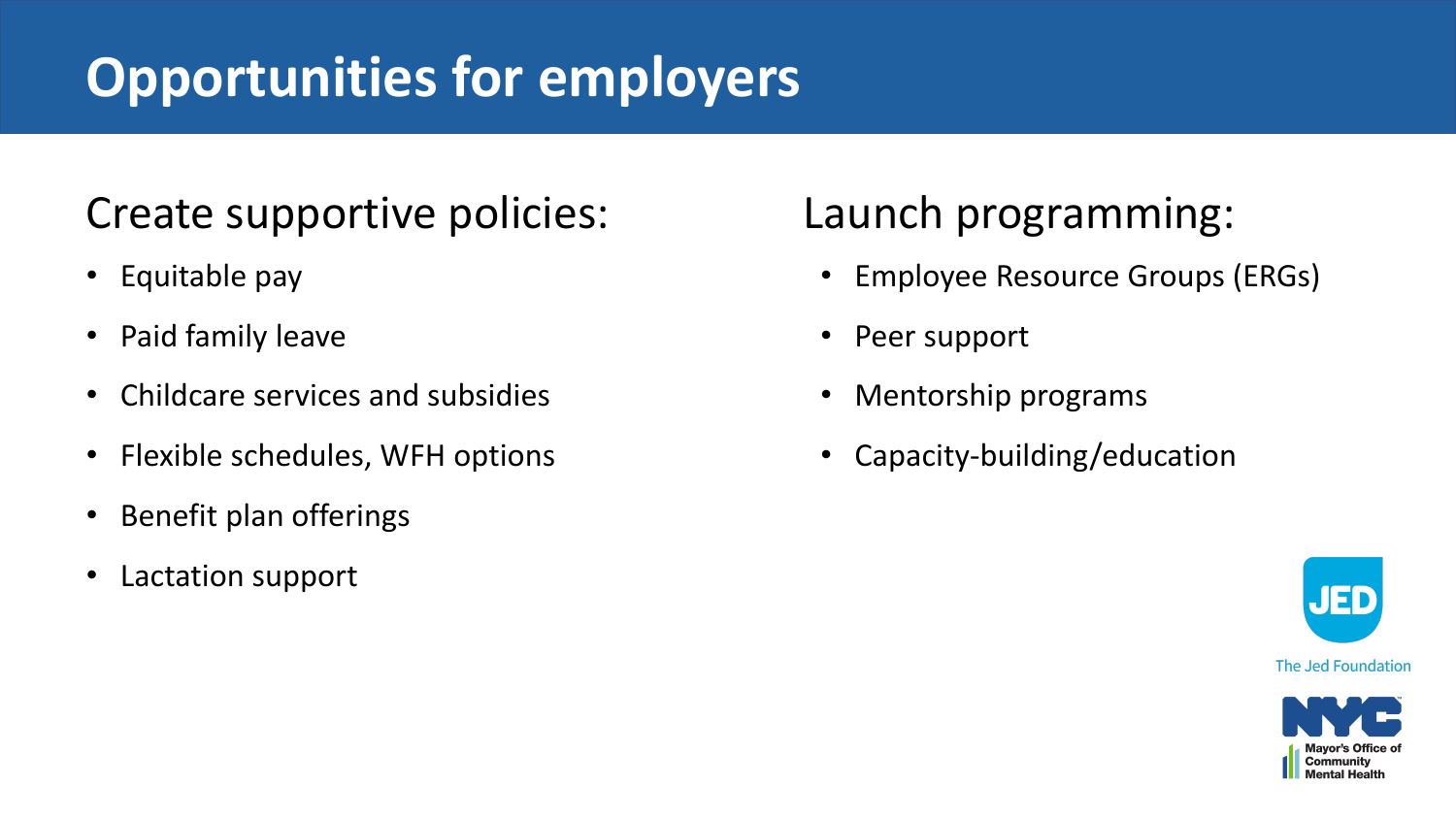# Opportunities for employers

## Create supportive policies:

- Equitable pay
- Paid family leave
- Childcare services and subsidies
- Flexible schedules, WFH options
- Benefit plan offerings
- Lactation support

## Launch programming:

- Employee Resource Groups (ERGs)
- Peer support
- Mentorship programs
- Capacity-building/education

The Jed Foundation

Mayor's Office of Community Mental Health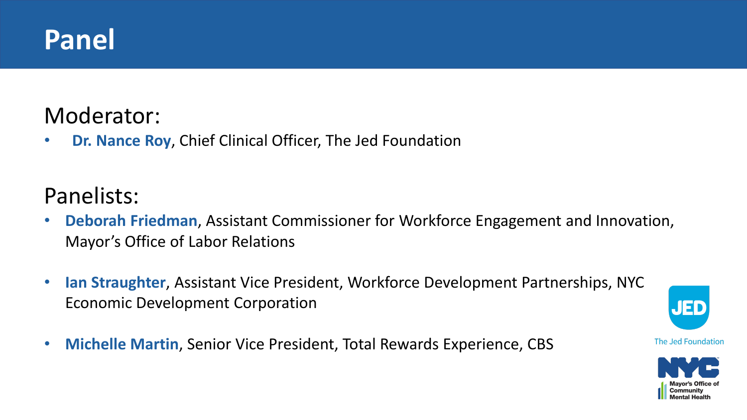# Panel

## Moderator:

- **Dr. Nance Roy**, Chief Clinical Officer, The Jed Foundation

## Panelists:

- **Deborah Friedman**, Assistant Commissioner for Workforce Engagement and Innovation, Mayor's Office of Labor Relations
- **Ian Straughter**, Assistant Vice President, Workforce Development Partnerships, NYC Economic Development Corporation
- **Michelle Martin**, Senior Vice President, Total Rewards Experience, CBS

The Jed Foundation

Mayor's Office of Community Mental Health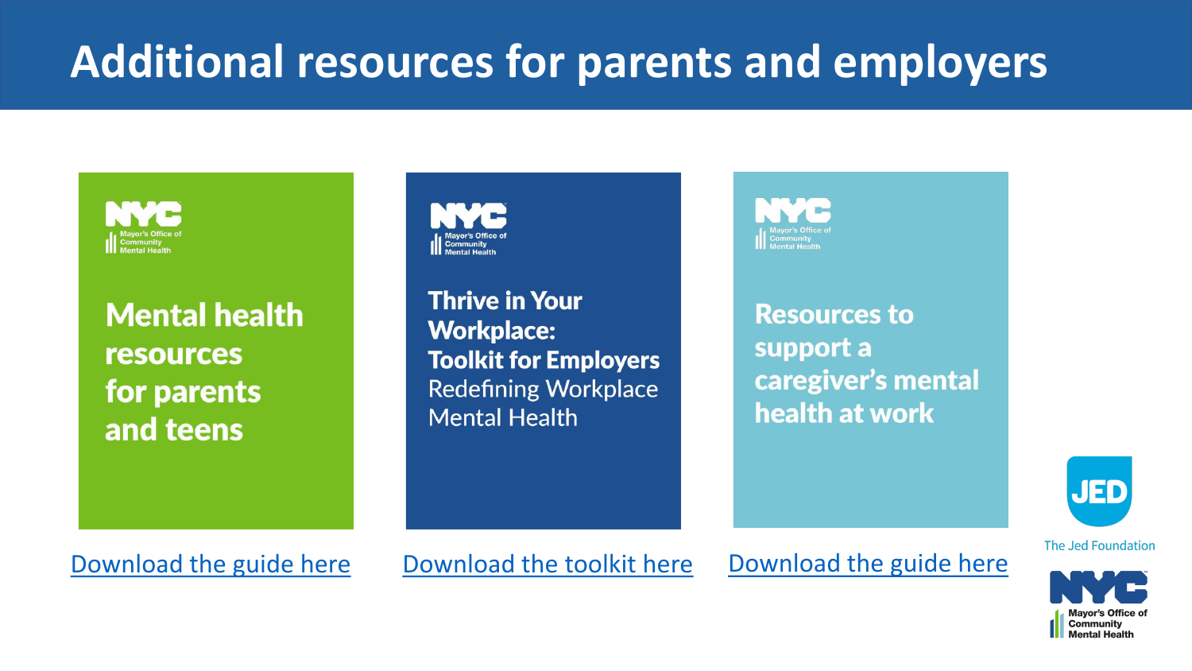# Additional resources for parents and employers

**Mental health resources for parents and teens**

Download the guide here

**Thrive in Your Workplace: Toolkit for Employers**
Redefining Workplace Mental Health

Download the toolkit here

**Resources to support a caregiver's mental health at work**

Download the guide here

The Jed Foundation

NYC Mayor's Office of Community Mental Health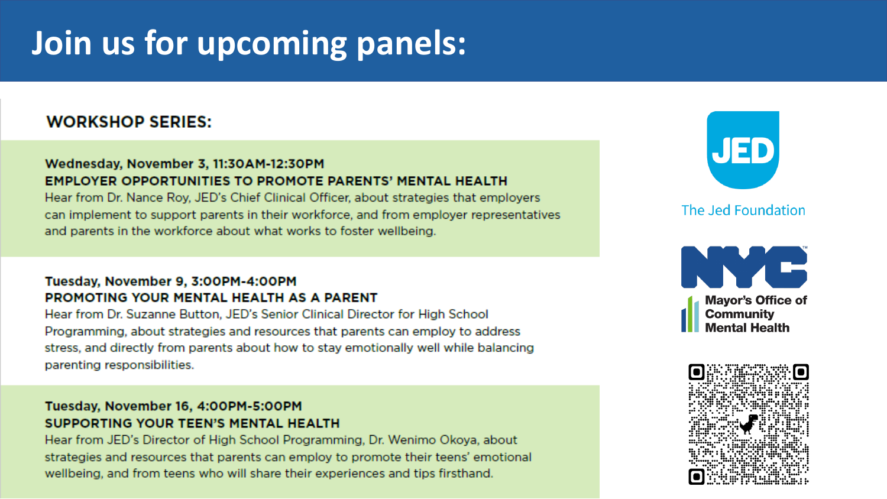# Join us for upcoming panels:

## WORKSHOP SERIES:

**Wednesday, November 3, 11:30AM-12:30PM**
**EMPLOYER OPPORTUNITIES TO PROMOTE PARENTS' MENTAL HEALTH**
Hear from Dr. Nance Roy, JED's Chief Clinical Officer, about strategies that employers can implement to support parents in their workforce, and from employer representatives and parents in the workforce about what works to foster wellbeing.

**Tuesday, November 9, 3:00PM-4:00PM**
**PROMOTING YOUR MENTAL HEALTH AS A PARENT**
Hear from Dr. Suzanne Button, JED's Senior Clinical Director for High School Programming, about strategies and resources that parents can employ to address stress, and directly from parents about how to stay emotionally well while balancing parenting responsibilities.

**Tuesday, November 16, 4:00PM-5:00PM**
**SUPPORTING YOUR TEEN'S MENTAL HEALTH**
Hear from JED's Director of High School Programming, Dr. Wenimo Okoya, about strategies and resources that parents can employ to promote their teens' emotional wellbeing, and from teens who will share their experiences and tips firsthand.

JED
The Jed Foundation

NYC
Mayor's Office of Community Mental Health